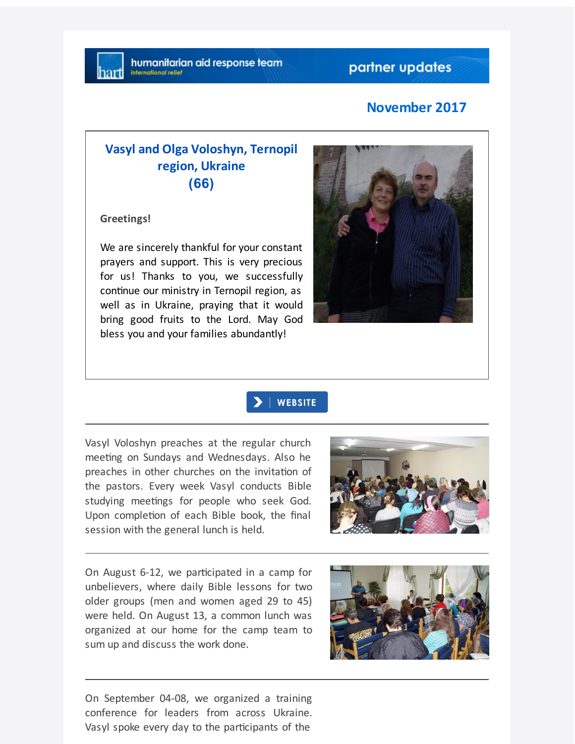humanitarian aid response team
*international relief*

partner updates

## November 2017

## Vasyl and Olga Voloshyn, Ternopil region, Ukraine (66)

**Greetings!**

We are sincerely thankful for your constant prayers and support. This is very precious for us! Thanks to you, we successfully continue our ministry in Ternopil region, as well as in Ukraine, praying that it would bring good fruits to the Lord. May God bless you and your families abundantly!

WEBSITE

---

Vasyl Voloshyn preaches at the regular church meeting on Sundays and Wednesdays. Also he preaches in other churches on the invitation of the pastors. Every week Vasyl conducts Bible studying meetings for people who seek God. Upon completion of each Bible book, the final session with the general lunch is held.

---

On August 6-12, we participated in a camp for unbelievers, where daily Bible lessons for two older groups (men and women aged 29 to 45) were held. On August 13, a common lunch was organized at our home for the camp team to sum up and discuss the work done.

---

On September 04-08, we organized a training conference for leaders from across Ukraine. Vasyl spoke every day to the participants of the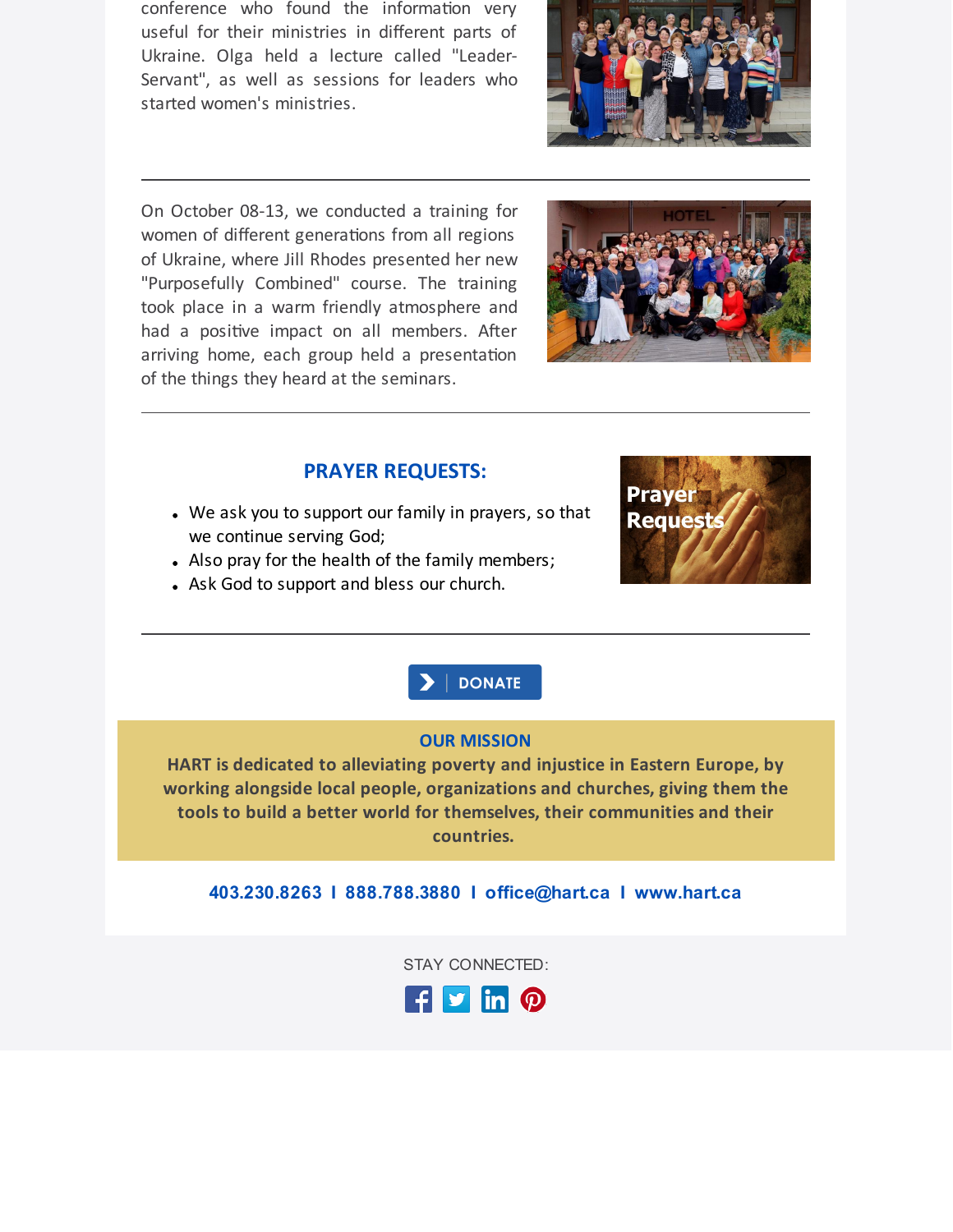conference who found the information very useful for their ministries in different parts of Ukraine. Olga held a lecture called "Leader-Servant", as well as sessions for leaders who started women's ministries.

---

On October 08-13, we conducted a training for women of different generations from all regions of Ukraine, where Jill Rhodes presented her new "Purposefully Combined" course. The training took place in a warm friendly atmosphere and had a positive impact on all members. After arriving home, each group held a presentation of the things they heard at the seminars.

---

## PRAYER REQUESTS:

- We ask you to support our family in prayers, so that we continue serving God;
- Also pray for the health of the family members;
- Ask God to support and bless our church.

---

DONATE

**OUR MISSION**

**HART is dedicated to alleviating poverty and injustice in Eastern Europe, by working alongside local people, organizations and churches, giving them the tools to build a better world for themselves, their communities and their countries.**

**403.230.8263 I 888.788.3880 I office@hart.ca I www.hart.ca**

STAY CONNECTED: